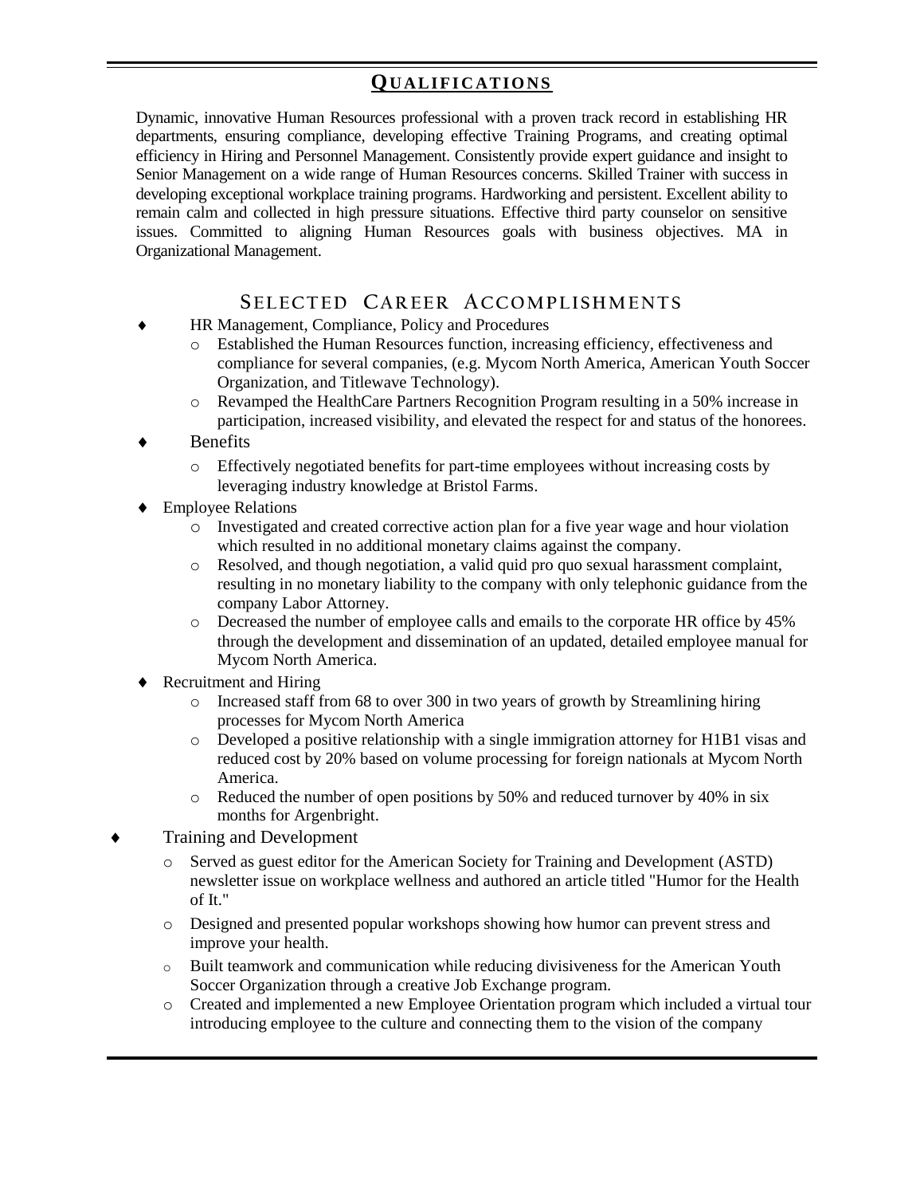## QUALIFICATIONS

Dynamic, innovative Human Resources professional with a proven track record in establishing HR departments, ensuring compliance, developing effective Training Programs, and creating optimal efficiency in Hiring and Personnel Management. Consistently provide expert guidance and insight to Senior Management on a wide range of Human Resources concerns. Skilled Trainer with success in developing exceptional workplace training programs. Hardworking and persistent. Excellent ability to remain calm and collected in high pressure situations. Effective third party counselor on sensitive issues. Committed to aligning Human Resources goals with business objectives. MA in Organizational Management.

## SELECTED CAREER ACCOMPLISHMENTS

- HR Management, Compliance, Policy and Procedures
  - Established the Human Resources function, increasing efficiency, effectiveness and compliance for several companies, (e.g. Mycom North America, American Youth Soccer Organization, and Titlewave Technology).
  - Revamped the HealthCare Partners Recognition Program resulting in a 50% increase in participation, increased visibility, and elevated the respect for and status of the honorees.
- Benefits
  - Effectively negotiated benefits for part-time employees without increasing costs by leveraging industry knowledge at Bristol Farms.
- Employee Relations
  - Investigated and created corrective action plan for a five year wage and hour violation which resulted in no additional monetary claims against the company.
  - Resolved, and though negotiation, a valid quid pro quo sexual harassment complaint, resulting in no monetary liability to the company with only telephonic guidance from the company Labor Attorney.
  - Decreased the number of employee calls and emails to the corporate HR office by 45% through the development and dissemination of an updated, detailed employee manual for Mycom North America.
- Recruitment and Hiring
  - Increased staff from 68 to over 300 in two years of growth by Streamlining hiring processes for Mycom North America
  - Developed a positive relationship with a single immigration attorney for H1B1 visas and reduced cost by 20% based on volume processing for foreign nationals at Mycom North America.
  - Reduced the number of open positions by 50% and reduced turnover by 40% in six months for Argenbright.
- Training and Development
  - Served as guest editor for the American Society for Training and Development (ASTD) newsletter issue on workplace wellness and authored an article titled "Humor for the Health of It."
  - Designed and presented popular workshops showing how humor can prevent stress and improve your health.
  - Built teamwork and communication while reducing divisiveness for the American Youth Soccer Organization through a creative Job Exchange program.
  - Created and implemented a new Employee Orientation program which included a virtual tour introducing employee to the culture and connecting them to the vision of the company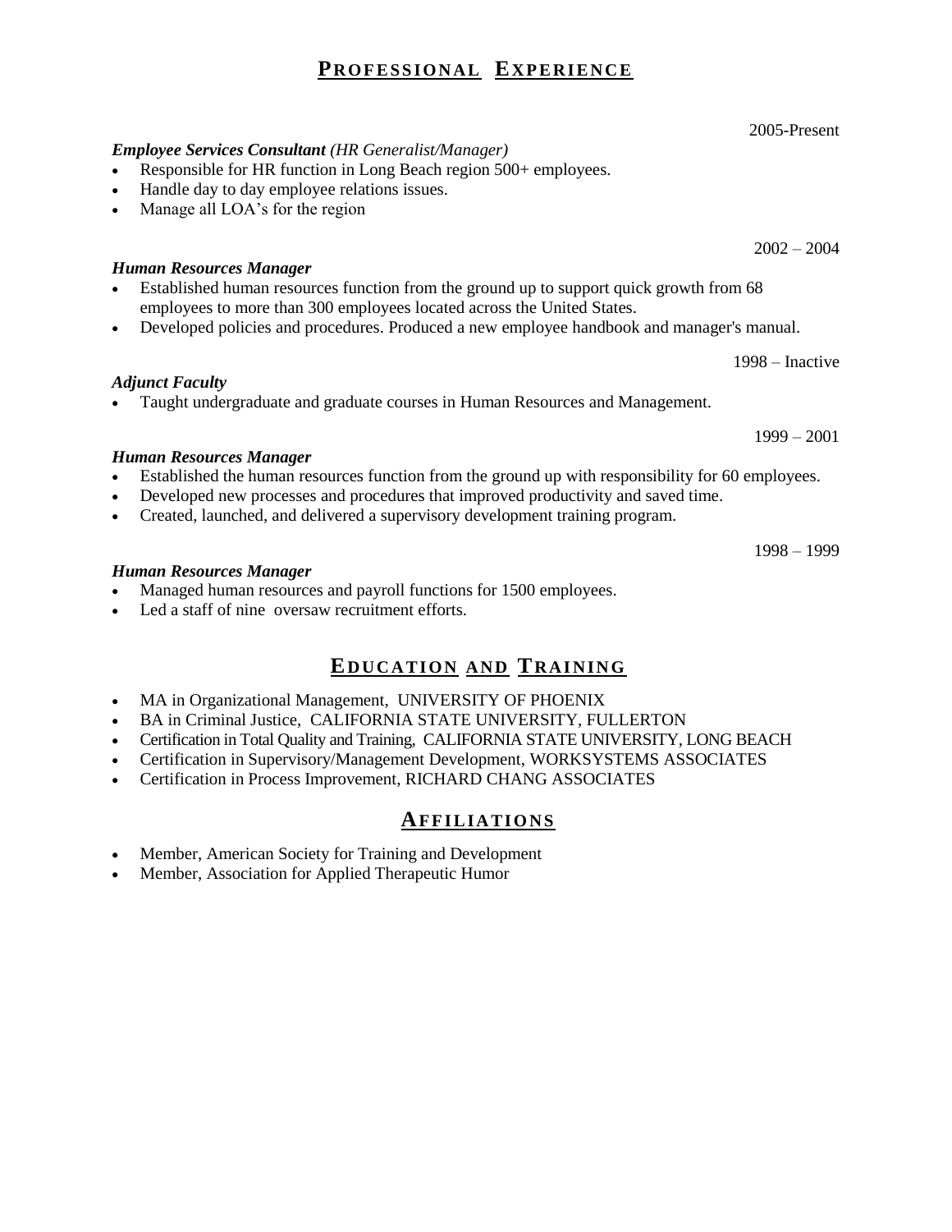## PROFESSIONAL EXPERIENCE

2005-Present

***Employee Services Consultant** (HR Generalist/Manager)*

- Responsible for HR function in Long Beach region 500+ employees.
- Handle day to day employee relations issues.
- Manage all LOA's for the region

2002 – 2004

***Human Resources Manager***

- Established human resources function from the ground up to support quick growth from 68 employees to more than 300 employees located across the United States.
- Developed policies and procedures. Produced a new employee handbook and manager's manual.

1998 – Inactive

***Adjunct Faculty***

- Taught undergraduate and graduate courses in Human Resources and Management.

1999 – 2001

***Human Resources Manager***

- Established the human resources function from the ground up with responsibility for 60 employees.
- Developed new processes and procedures that improved productivity and saved time.
- Created, launched, and delivered a supervisory development training program.

1998 – 1999

***Human Resources Manager***

- Managed human resources and payroll functions for 1500 employees.
- Led a staff of nine oversaw recruitment efforts.

## EDUCATION AND TRAINING

- MA in Organizational Management, UNIVERSITY OF PHOENIX
- BA in Criminal Justice, CALIFORNIA STATE UNIVERSITY, FULLERTON
- Certification in Total Quality and Training, CALIFORNIA STATE UNIVERSITY, LONG BEACH
- Certification in Supervisory/Management Development, WORKSYSTEMS ASSOCIATES
- Certification in Process Improvement, RICHARD CHANG ASSOCIATES

## AFFILIATIONS

- Member, American Society for Training and Development
- Member, Association for Applied Therapeutic Humor